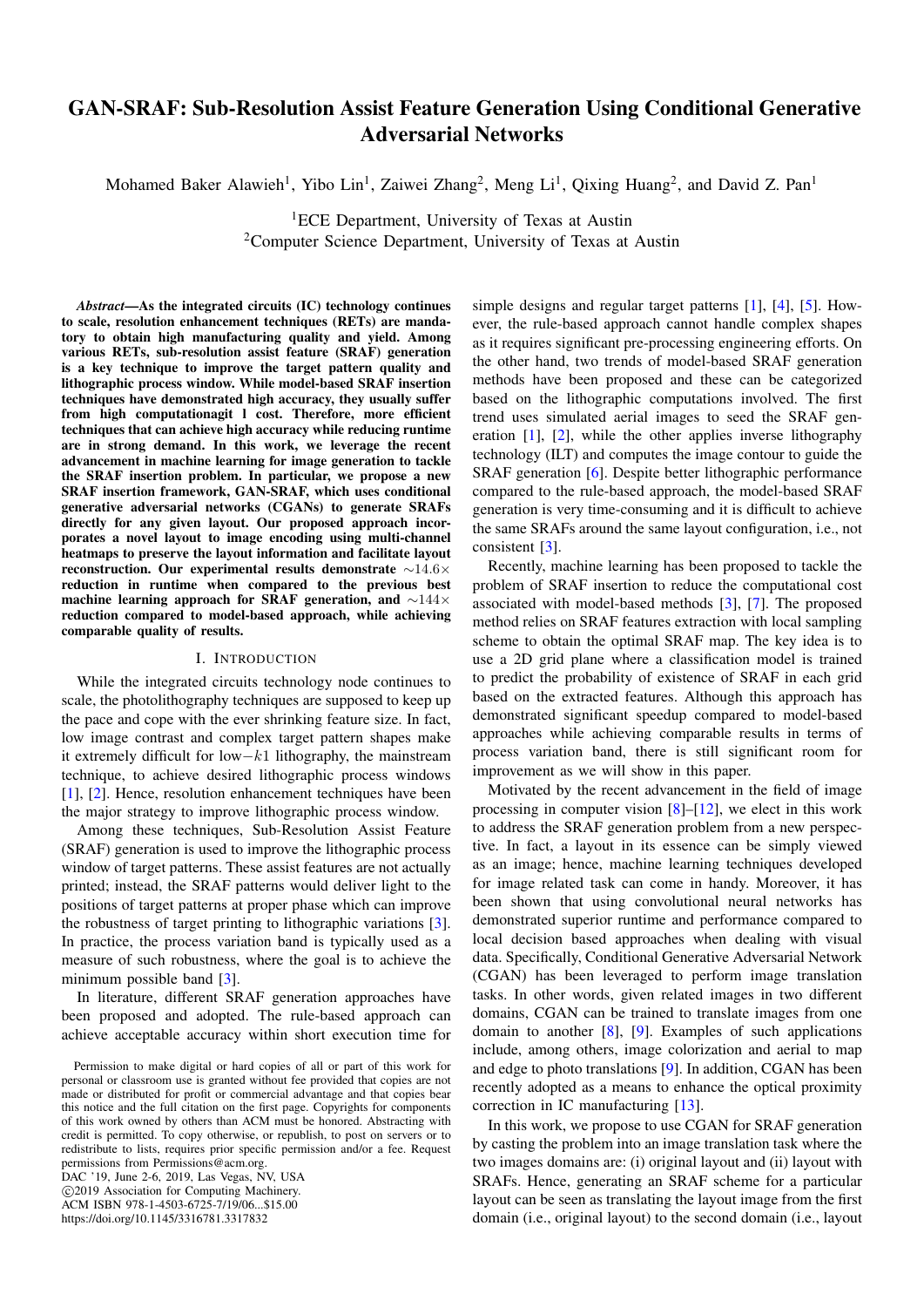# GAN-SRAF: Sub-Resolution Assist Feature Generation Using Conditional Generative Adversarial Networks

Mohamed Baker Alawieh[1], Yibo Lin[1], Zaiwei Zhang[2], Meng Li[1], Qixing Huang[2], and David Z. Pan[1]

[1]ECE Department, University of Texas at Austin
[2]Computer Science Department, University of Texas at Austin

***Abstract*—As the integrated circuits (IC) technology continues to scale, resolution enhancement techniques (RETs) are mandatory to obtain high manufacturing quality and yield. Among various RETs, sub-resolution assist feature (SRAF) generation is a key technique to improve the target pattern quality and lithographic process window. While model-based SRAF insertion techniques have demonstrated high accuracy, they usually suffer from high computationagit l cost. Therefore, more efficient techniques that can achieve high accuracy while reducing runtime are in strong demand. In this work, we leverage the recent advancement in machine learning for image generation to tackle the SRAF insertion problem. In particular, we propose a new SRAF insertion framework, GAN-SRAF, which uses conditional generative adversarial networks (CGANs) to generate SRAFs directly for any given layout. Our proposed approach incorporates a novel layout to image encoding using multi-channel heatmaps to preserve the layout information and facilitate layout reconstruction. Our experimental results demonstrate $\sim 14.6\times$ reduction in runtime when compared to the previous best machine learning approach for SRAF generation, and $\sim 144\times$ reduction compared to model-based approach, while achieving comparable quality of results.**

## I. Introduction

While the integrated circuits technology node continues to scale, the photolithography techniques are supposed to keep up the pace and cope with the ever shrinking feature size. In fact, low image contrast and complex target pattern shapes make it extremely difficult for low$-k1$ lithography, the mainstream technique, to achieve desired lithographic process windows [1], [2]. Hence, resolution enhancement techniques have been the major strategy to improve lithographic process window.

Among these techniques, Sub-Resolution Assist Feature (SRAF) generation is used to improve the lithographic process window of target patterns. These assist features are not actually printed; instead, the SRAF patterns would deliver light to the positions of target patterns at proper phase which can improve the robustness of target printing to lithographic variations [3]. In practice, the process variation band is typically used as a measure of such robustness, where the goal is to achieve the minimum possible band [3].

In literature, different SRAF generation approaches have been proposed and adopted. The rule-based approach can achieve acceptable accuracy within short execution time for simple designs and regular target patterns [1], [4], [5]. However, the rule-based approach cannot handle complex shapes as it requires significant pre-processing engineering efforts. On the other hand, two trends of model-based SRAF generation methods have been proposed and these can be categorized based on the lithographic computations involved. The first trend uses simulated aerial images to seed the SRAF generation [1], [2], while the other applies inverse lithography technology (ILT) and computes the image contour to guide the SRAF generation [6]. Despite better lithographic performance compared to the rule-based approach, the model-based SRAF generation is very time-consuming and it is difficult to achieve the same SRAFs around the same layout configuration, i.e., not consistent [3].

Recently, machine learning has been proposed to tackle the problem of SRAF insertion to reduce the computational cost associated with model-based methods [3], [7]. The proposed method relies on SRAF features extraction with local sampling scheme to obtain the optimal SRAF map. The key idea is to use a 2D plane where a classification model is trained to predict the probability of existence of SRAF in each grid based on the extracted features. Although this approach has demonstrated significant speedup compared to model-based approaches while achieving comparable results in terms of process variation band, there is still significant room for improvement as we will show in this paper.

Motivated by the recent advancement in the field of image processing in computer vision [8]–[12], we elect in this work to address the SRAF generation problem from a new perspective. In fact, a layout in its essence can be simply viewed as an image; hence, machine learning techniques developed for image related task can come in handy. Moreover, it has been shown that using convolutional neural networks has demonstrated superior runtime and performance compared to local decision based approaches when dealing with visual data. Specifically, Conditional Generative Adversarial Network (CGAN) has been leveraged to perform image translation tasks. In other words, given related images in two different domains, CGAN can be trained to translate images from one domain to another [8], [9]. Examples of such applications include, among others, image colorization and aerial to map and edge to photo translations [9]. In addition, CGAN has been recently adopted as a means to enhance the optical proximity correction in IC manufacturing [13].

In this work, we propose to use CGAN for SRAF generation by casting the problem into an image translation task where the two images domains are: (i) original layout and (ii) layout with SRAFs. Hence, generating an SRAF scheme for a particular layout can be seen as translating the layout image from the first domain (i.e., original layout) to the second domain (i.e., layout

Permission to make digital or hard copies of all or part of this work for personal or classroom use is granted without fee provided that copies are not made or distributed for profit or commercial advantage and that copies bear this notice and the full citation on the first page. Copyrights for components of this work owned by others than ACM must be honored. Abstracting with credit is permitted. To copy otherwise, or republish, to post on servers or to redistribute to lists, requires prior specific permission and/or a fee. Request permissions from Permissions@acm.org.
DAC '19, June 2-6, 2019, Las Vegas, NV, USA
©2019 Association for Computing Machinery.
ACM ISBN 978-1-4503-6725-7/19/06...$15.00
https://doi.org/10.1145/3316781.3317832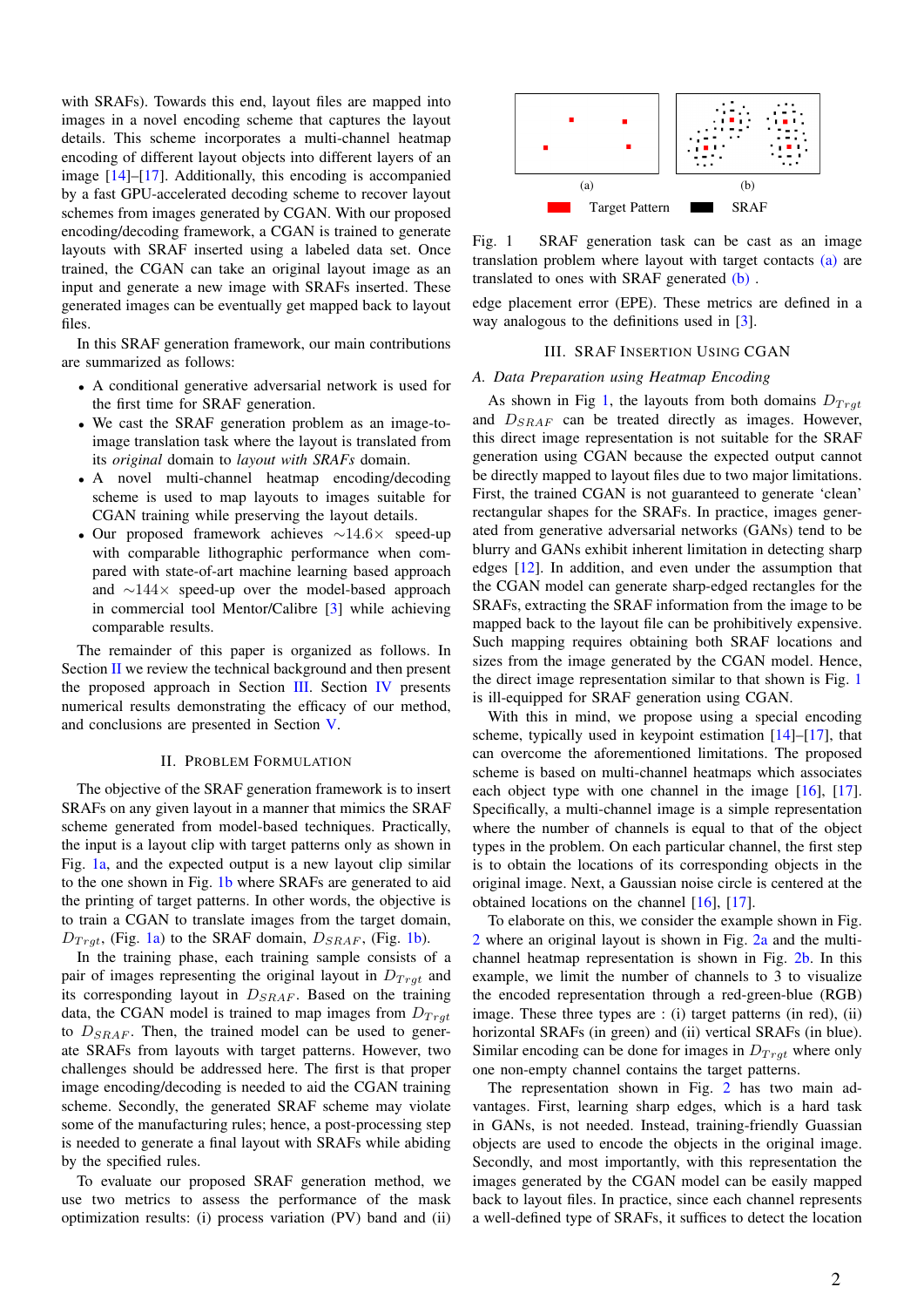with SRAFs). Towards this end, layout files are mapped into images in a novel encoding scheme that captures the layout details. This scheme incorporates a multi-channel heatmap encoding of different layout objects into different layers of an image [14]–[17]. Additionally, this encoding is accompanied by a fast GPU-accelerated decoding scheme to recover layout schemes from images generated by CGAN. With our proposed encoding/decoding framework, a CGAN is trained to generate layouts with SRAF inserted using a labeled data set. Once trained, the CGAN can take an original layout image as an input and generate a new image with SRAFs inserted. These generated images can be eventually get mapped back to layout files.

In this SRAF generation framework, our main contributions are summarized as follows:

- A conditional generative adversarial network is used for the first time for SRAF generation.
- We cast the SRAF generation problem as an image-to-image translation task where the layout is translated from its *original* domain to *layout with SRAFs* domain.
- A novel multi-channel heatmap encoding/decoding scheme is used to map layouts to images suitable for CGAN training while preserving the layout details.
- Our proposed framework achieves $\sim$14.6$\times$ speed-up with comparable lithographic performance when compared with state-of-art machine learning based approach and $\sim$144$\times$ speed-up over the model-based approach in commercial tool Mentor/Calibre [3] while achieving comparable results.

The remainder of this paper is organized as follows. In Section II we review the technical background and then present the proposed approach in Section III. Section IV presents numerical results demonstrating the efficacy of our method, and conclusions are presented in Section V.

## II. Problem Formulation

The objective of the SRAF generation framework is to insert SRAFs on any given layout in a manner that mimics the SRAF scheme generated from model-based techniques. Practically, the input is a layout clip with target patterns only as shown in Fig. 1a, and the expected output is a new layout clip similar to the one shown in Fig. 1b where SRAFs are generated to aid the printing of target patterns. In other words, the objective is to train a CGAN to translate images from the target domain, $D_{Trgt}$, (Fig. 1a) to the SRAF domain, $D_{SRAF}$, (Fig. 1b).

In the training phase, each training sample consists of a pair of images representing the original layout in $D_{Trgt}$ and its corresponding layout in $D_{SRAF}$. Based on the training data, the CGAN model is trained to map images from $D_{Trgt}$ to $D_{SRAF}$. Then, the trained model can be used to generate SRAFs from layouts with target patterns. However, two challenges should be addressed here. The first is that proper image encoding/decoding is needed to aid the CGAN training scheme. Secondly, the generated SRAF scheme may violate some of the manufacturing rules; hence, a post-processing step is needed to generate a final layout with SRAFs while abiding by the specified rules.

To evaluate our proposed SRAF generation method, we use two metrics to assess the performance of the mask optimization results: (i) process variation (PV) band and (ii) edge placement error (EPE). These metrics are defined in a way analogous to the definitions used in [3].

(a) (b)

Target Pattern   SRAF

Fig. 1 SRAF generation task can be cast as an image translation problem where layout with target contacts (a) are translated to ones with SRAF generated (b) .

## III. SRAF Insertion Using CGAN

### A. Data Preparation using Heatmap Encoding

As shown in Fig 1, the layouts from both domains $D_{Trgt}$ and $D_{SRAF}$ can be treated directly as images. However, this direct image representation is not suitable for the SRAF generation using CGAN because the expected output cannot be directly mapped to layout files due to two major limitations. First, the trained CGAN is not guaranteed to generate 'clean' rectangular shapes for the SRAFs. In practice, images generated from generative adversarial networks (GANs) tend to be blurry and GANs exhibit inherent limitation in detecting sharp edges [12]. In addition, and even under the assumption that the CGAN model can generate sharp-edged rectangles for the SRAFs, extracting the SRAF information from the image to be mapped back to the layout file can be prohibitively expensive. Such mapping requires obtaining both SRAF locations and sizes from the image generated by the CGAN model. Hence, the direct image representation similar to that shown is Fig. 1 is ill-equipped for SRAF generation using CGAN.

With this in mind, we propose using a special encoding scheme, typically used in keypoint estimation [14]–[17], that can overcome the aforementioned limitations. The proposed scheme is based on multi-channel heatmaps which associates each object type with one channel in the image [16], [17]. Specifically, a multi-channel image is a simple representation where the number of channels is equal to that of the object types in the problem. On each particular channel, the first step is to obtain the locations of its corresponding objects in the original image. Next, a Gaussian noise circle is centered at the obtained locations on the channel [16], [17].

To elaborate on this, we consider the example shown in Fig. 2 where an original layout is shown in Fig. 2a and the multi-channel heatmap representation is shown in Fig. 2b. In this example, we limit the number of channels to 3 to visualize the encoded representation through a red-green-blue (RGB) image. These three types are : (i) target patterns (in red), (ii) horizontal SRAFs (in green) and (ii) vertical SRAFs (in blue). Similar encoding can be done for images in $D_{Trgt}$ where only one non-empty channel contains the target patterns.

The representation shown in Fig. 2 has two main advantages. First, learning sharp edges, which is a hard task in GANs, is not needed. Instead, training-friendly Gaussian objects are used to encode the objects in the original image. Secondly, and most importantly, with this representation the images generated by the CGAN model can be easily mapped back to layout files. In practice, since each channel represents a well-defined type of SRAFs, it suffices to detect the location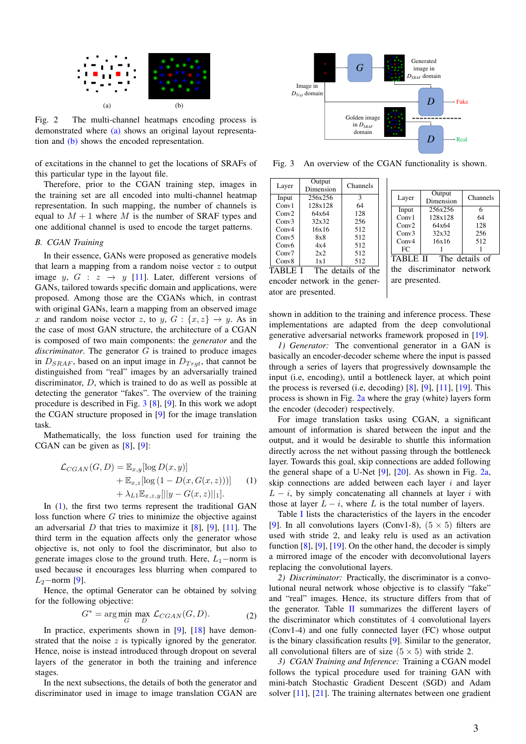Fig. 2 The multi-channel heatmaps encoding process is demonstrated where (a) shows an original layout representation and (b) shows the encoded representation.

of excitations in the channel to get the locations of SRAFs of this particular type in the layout file.

Therefore, prior to the CGAN training step, images in the training set are all encoded into multi-channel heatmap representation. In such mapping, the number of channels is equal to $M+1$ where $M$ is the number of SRAF types and one additional channel is used to encode the target patterns.

### B. CGAN Training

In their essence, GANs were proposed as generative models that learn a mapping from a random noise vector $z$ to output image $y$, $G : z \rightarrow y$ [11]. Later, different versions of GANs, tailored towards specific domain and applications, were proposed. Among those are the CGANs which, in contrast with original GANs, learn a mapping from an observed image $x$ and random noise vector $z$, to $y$, $G : \{x, z\} \rightarrow y$. As in the case of most GAN structure, the architecture of a CGAN is composed of two main components: the *generator* and the *discriminator*. The generator $G$ is trained to produce images in $D_{SRAF}$, based on an input image in $D_{Trgt}$, that cannot be distinguished from "real" images by an adversarially trained discriminator, $D$, which is trained to do as well as possible at detecting the generator "fakes". The overview of the training procedure is described in Fig. 3 [8], [9]. In this work we adopt the CGAN structure proposed in [9] for the image translation task.

Mathematically, the loss function used for training the CGAN can be given as [8], [9]:

$$
\begin{aligned}
\mathcal{L}_{CGAN}(G, D) &= \mathbb{E}_{x,y}[\log D(x, y)] \\
&+ \mathbb{E}_{x,z}[\log(1 - D(x, G(x, z)))] \\
&+ \lambda_{L1}\mathbb{E}_{x,z,y}[||y - G(x, z)||_1].
\end{aligned} \tag{1}
$$

In (1), the first two terms represent the traditional GAN loss function where $G$ tries to minimize the objective against an adversarial $D$ that tries to maximize it [8], [9], [11]. The third term in the equation affects only the generator whose objective is, not only to fool the discriminator, but also to generate images close to the ground truth. Here, $L_1-$norm is used because it encourages less blurring when compared to $L_2-$norm [9].

Hence, the optimal Generator can be obtained by solving for the following objective:

$$
G^* = \arg\min_{G}\max_{D} \mathcal{L}_{CGAN}(G, D). \tag{2}
$$

In practice, experiments shown in [9], [18] have demonstrated that the noise $z$ is typically ignored by the generator. Hence, noise is instead introduced through dropout on several layers of the generator in both the training and inference stages.

In the next subsections, the details of both the generator and discriminator used in image to image translation CGAN are shown in addition to the training and inference process. These implementations are adapted from the deep convolutional generative adversarial networks framework proposed in [19].

Fig. 3 An overview of the CGAN functionality is shown.

| Layer | Output Dimension | Channels |
|---|---|---|
| Input | 256x256 | 3 |
| Conv1 | 128x128 | 64 |
| Conv2 | 64x64 | 128 |
| Conv3 | 32x32 | 256 |
| Conv4 | 16x16 | 512 |
| Conv5 | 8x8 | 512 |
| Conv6 | 4x4 | 512 |
| Conv7 | 2x2 | 512 |
| Conv8 | 1x1 | 512 |

TABLE I The details of the encoder network in the generator are presented.

| Layer | Output Dimension | Channels |
|---|---|---|
| Input | 256x256 | 6 |
| Conv1 | 128x128 | 64 |
| Conv2 | 64x64 | 128 |
| Conv3 | 32x32 | 256 |
| Conv4 | 16x16 | 512 |
| FC | 1 | 1 |

TABLE II The details of the discriminator network are presented.

*1) Generator:* The conventional generator in a GAN is basically an encoder-decoder scheme where the input is passed through a series of layers that progressively downsample the input (i.e, encoding), until a bottleneck layer, at which point the process is reversed (i.e, decoding) [8], [9], [11], [19]. This process is shown in Fig. 2a where the gray (white) layers form the encoder (decoder) respectively.

For image translation tasks using CGAN, a significant amount of information is shared between the input and the output, and it would be desirable to shuttle this information directly across the net without passing through the bottleneck layer. Towards this goal, skip connections are added following the general shape of a U-Net [9], [20]. As shown in Fig. 2a, skip connections are added between each layer $i$ and layer $L-i$, by simply concatenating all channels at layer $i$ with those at layer $L-i$, where $L$ is the total number of layers.

Table I lists the characteristics of the layers in the encoder [9]. In all convolutions layers (Conv1-8), $(5 \times 5)$ filters are used with stride 2, and leaky relu is used as an activation function [8], [9], [19]. On the other hand, the decoder is simply a mirrored image of the encoder with deconvolutional layers replacing the convolutional layers.

*2) Discriminator:* Practically, the discriminator is a convolutional neural network whose objective is to classify "fake" and "real" images. Hence, its structure differs from that of the generator. Table II summarizes the different layers of the discriminator which constitutes of 4 convolutional layers (Conv1-4) and one fully connected layer (FC) whose output is the binary classification results [9]. Similar to the generator, all convolutional filters are of size $(5 \times 5)$ with stride 2.

*3) CGAN Training and Inference:* Training a CGAN model follows the typical procedure used for training GAN with mini-batch Stochastic Gradient Descent (SGD) and Adam solver [11], [21]. The training alternates between one gradient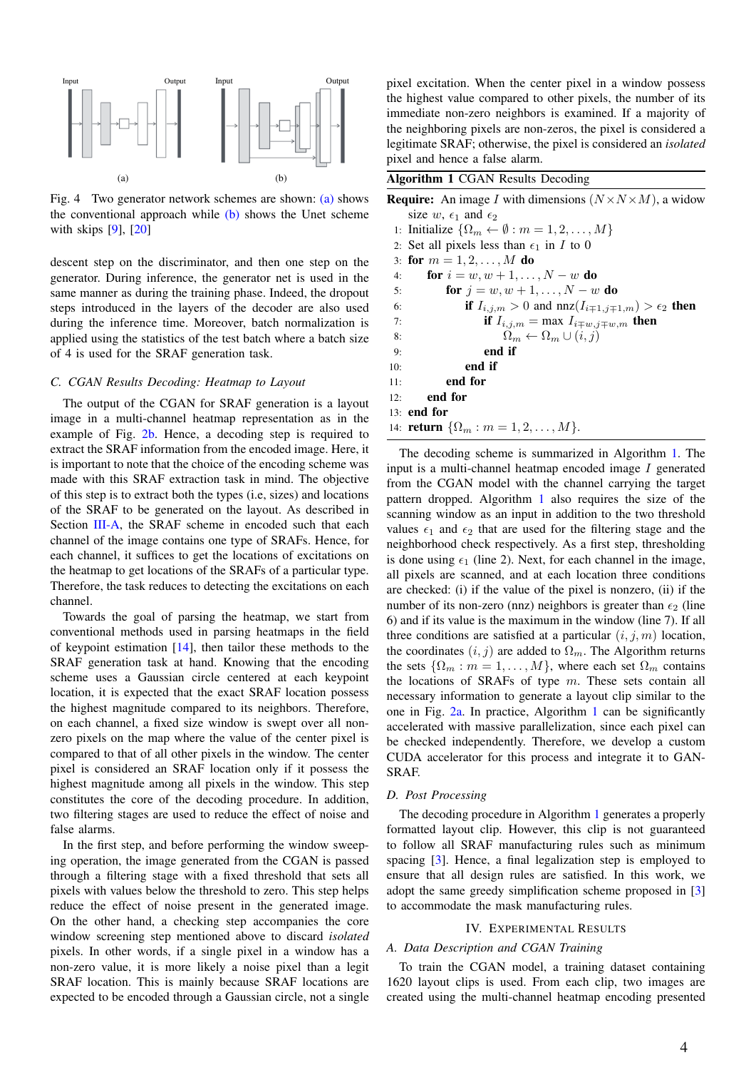Input Output Input Output

(a) (b)

Fig. 4 Two generator network schemes are shown: (a) shows the conventional approach while (b) shows the Unet scheme with skips [9], [20]

descent step on the discriminator, and then one step on the generator. During inference, the generator net is used in the same manner as during the training phase. Indeed, the dropout steps introduced in the layers of the decoder are also used during the inference time. Moreover, batch normalization is applied using the statistics of the test batch where a batch size of 4 is used for the SRAF generation task.

### C. CGAN Results Decoding: Heatmap to Layout

The output of the CGAN for SRAF generation is a layout image in a multi-channel heatmap representation as in the example of Fig. 2b. Hence, a decoding step is required to extract the SRAF information from the encoded image. Here, it is important to note that the choice of the encoding scheme was made with this SRAF extraction task in mind. The objective of this step is to extract both the types (i.e, sizes) and locations of the SRAF to be generated on the layout. As described in Section III-A, the SRAF scheme in encoded such that each channel of the image contains one type of SRAFs. Hence, for each channel, it suffices to get the locations of excitations on the heatmap to get locations of the SRAFs of a particular type. Therefore, the task reduces to detecting the excitations on each channel.

Towards the goal of parsing the heatmap, we start from conventional methods used in parsing heatmaps in the field of keypoint estimation [14], then tailor these methods to the SRAF generation task at hand. Knowing that the encoding scheme uses a Gaussian circle centered at each keypoint location, it is expected that the exact SRAF location possess the highest magnitude compared to its neighbors. Therefore, on each channel, a fixed size window is swept over all non-zero pixels on the map where the value of the center pixel is compared to that of all other pixels in the window. The center pixel is considered an SRAF location only if it possess the highest magnitude among all pixels in the window. This step constitutes the core of the decoding procedure. In addition, two filtering stages are used to reduce the effect of noise and false alarms.

In the first step, and before performing the window sweeping operation, the image generated from the CGAN is passed through a filtering stage with a fixed threshold that sets all pixels with values below the threshold to zero. This step helps reduce the effect of noise present in the generated image. On the other hand, a checking step accompanies the core window screening step mentioned above to discard *isolated* pixels. In other words, if a single pixel in a window has a non-zero value, it is more likely a noise pixel than a legit SRAF location. This is mainly because SRAF locations are expected to be encoded through a Gaussian circle, not a single pixel excitation. When the center pixel in a window possess the highest value compared to other pixels, the number of its immediate non-zero neighbors is examined. If a majority of the neighboring pixels are non-zeros, the pixel is considered a legitimate SRAF; otherwise, the pixel is considered an *isolated* pixel and hence a false alarm.

**Algorithm 1** CGAN Results Decoding

**Require:** An image $I$ with dimensions $(N \times N \times M)$, a widow size $w$, $\epsilon_1$ and $\epsilon_2$

1: Initialize $\{\Omega_m \leftarrow \emptyset : m = 1, 2, \ldots, M\}$
2: Set all pixels less than $\epsilon_1$ in $I$ to 0
3: **for** $m = 1, 2, \ldots, M$ **do**
4: &nbsp;&nbsp;**for** $i = w, w+1, \ldots, N-w$ **do**
5: &nbsp;&nbsp;&nbsp;&nbsp;**for** $j = w, w+1, \ldots, N-w$ **do**
6: &nbsp;&nbsp;&nbsp;&nbsp;&nbsp;&nbsp;**if** $I_{i,j,m} > 0$ and $\text{nnz}(I_{i\mp 1, j\mp 1, m}) > \epsilon_2$ **then**
7: &nbsp;&nbsp;&nbsp;&nbsp;&nbsp;&nbsp;&nbsp;&nbsp;**if** $I_{i,j,m} = \max I_{i\mp w, j\mp w, m}$ **then**
8: &nbsp;&nbsp;&nbsp;&nbsp;&nbsp;&nbsp;&nbsp;&nbsp;&nbsp;&nbsp;$\Omega_m \leftarrow \Omega_m \cup (i,j)$
9: &nbsp;&nbsp;&nbsp;&nbsp;&nbsp;&nbsp;&nbsp;&nbsp;**end if**
10: &nbsp;&nbsp;&nbsp;&nbsp;&nbsp;&nbsp;**end if**
11: &nbsp;&nbsp;&nbsp;&nbsp;**end for**
12: &nbsp;&nbsp;**end for**
13: **end for**
14: **return** $\{\Omega_m : m = 1, 2, \ldots, M\}$.

The decoding scheme is summarized in Algorithm 1. The input is a multi-channel heatmap encoded image $I$ generated from the CGAN model with the channel carrying the target pattern dropped. Algorithm 1 also requires the size of the scanning window as an input in addition to the two threshold values $\epsilon_1$ and $\epsilon_2$ that are used for the filtering stage and the neighborhood check respectively. As a first step, thresholding is done using $\epsilon_1$ (line 2). Next, for each channel in the image, all pixels are scanned, and at each location three conditions are checked: (i) if the value of the pixel is nonzero, (ii) if the number of its non-zero (nnz) neighbors is greater than $\epsilon_2$ (line 6) and if its value is the maximum in the window (line 7). If all three conditions are satisfied at a particular $(i, j, m)$ location, the coordinates $(i, j)$ are added to $\Omega_m$. The Algorithm returns the sets $\{\Omega_m : m = 1, \ldots, M\}$, where each set $\Omega_m$ contains the locations of SRAFs of type $m$. These sets contain all necessary information to generate a layout clip similar to the one in Fig. 2a. In practice, Algorithm 1 can be significantly accelerated with massive parallelization, since each pixel can be checked independently. Therefore, we develop a custom CUDA accelerator for this process and integrate it to GAN-SRAF.

### D. Post Processing

The decoding procedure in Algorithm 1 generates a properly formatted layout clip. However, this clip is not guaranteed to follow all SRAF manufacturing rules such as minimum spacing [3]. Hence, a final legalization step is employed to ensure that all design rules are satisfied. In this work, we adopt the same greedy simplification scheme proposed in [3] to accommodate the mask manufacturing rules.

## IV. Experimental Results

### A. Data Description and CGAN Training

To train the CGAN model, a training dataset containing 1620 layout clips is used. From each clip, two images are created using the multi-channel heatmap encoding presented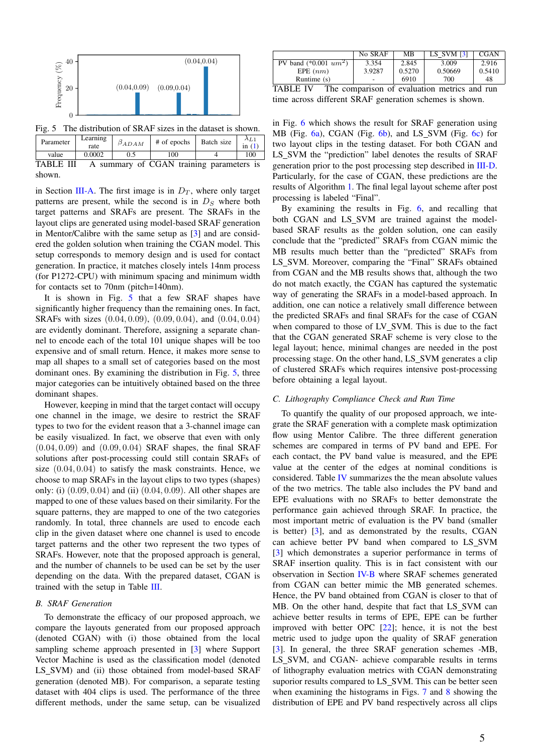Fig. 5 The distribution of SRAF sizes in the dataset is shown.

| Parameter | Learning rate | $\beta_{ADAM}$ | # of epochs | Batch size | $\lambda_{L1}$ in (1) |
|---|---|---|---|---|---|
| value | 0.0002 | 0.5 | 100 | 4 | 100 |

TABLE III A summary of CGAN training parameters is shown.

in Section III-A. The first image is in $D_T$, where only target patterns are present, while the second is in $D_S$ where both target patterns and SRAFs are present. The SRAFs in the layout clips are generated using model-based SRAF generation in Mentor/Calibre with the same setup as [3] and are considered the golden solution when training the CGAN model. This setup corresponds to memory design and is used for contact generation. In practice, it matches closely intels 14nm process (for P1272-CPU) with minimum spacing and minimum width for contacts set to 70nm (pitch=140nm).

It is shown in Fig. 5 that a few SRAF shapes have significantly higher frequency than the remaining ones. In fact, SRAFs with sizes $(0.04, 0.09)$, $(0.09, 0.04)$, and $(0.04, 0.04)$ are evidently dominant. Therefore, assigning a separate channel to encode each of the total 101 unique shapes will be too expensive and of small return. Hence, it makes more sense to map all shapes to a small set of categories based on the most dominant ones. By examining the distribution in Fig. 5, three major categories can be intuitively obtained based on the three dominant shapes.

However, keeping in mind that the target contact will occupy one channel in the image, we desire to restrict the SRAF types to two for the evident reason that a 3-channel image can be easily visualized. In fact, we observe that even with only $(0.04, 0.09)$ and $(0.09, 0.04)$ SRAF shapes, the final SRAF solutions after post-processing could still contain SRAFs of size $(0.04, 0.04)$ to satisfy the mask constraints. Hence, we choose to map SRAFs in the layout clips to two types (shapes) only: (i) $(0.09, 0.04)$ and (ii) $(0.04, 0.09)$. All other shapes are mapped to one of these values based on their similarity. For the square patterns, they are mapped to one of the two categories randomly. In total, three channels are used to encode each clip in the given dataset where one channel is used to encode target patterns and the other two represent the two types of SRAFs. However, note that the proposed approach is general, and the number of channels to be used can be set by the user depending on the data. With the prepared dataset, CGAN is trained with the setup in Table III.

### B. SRAF Generation

To demonstrate the efficacy of our proposed approach, we compare the layouts generated from our proposed approach (denoted CGAN) with (i) those obtained from the local sampling scheme approach presented in [3] where Support Vector Machine is used as the classification model (denoted LS_SVM) and (ii) those obtained from model-based SRAF generation (denoted MB). For comparison, a separate testing dataset with 404 clips is used. The performance of the three different methods, under the same setup, can be visualized in Fig. 6 which shows the result for SRAF generation using MB (Fig. 6a), CGAN (Fig. 6b), and LS_SVM (Fig. 6c) for two layout clips in the testing dataset. For both CGAN and LS_SVM the "prediction" label denotes the results of SRAF generation prior to the post processing step described in III-D. Particularly, for the case of CGAN, these predictions are the results of Algorithm 1. The final legal layout scheme after post processing is labeled "Final".

By examining the results in Fig. 6, and recalling that both CGAN and LS_SVM are trained against the model-based SRAF results as the golden solution, one can easily conclude that the "predicted" SRAFs from CGAN mimic the MB results much better than the "predicted" SRAFs from LS_SVM. Moreover, comparing the "Final" SRAFs obtained from CGAN and the MB results shows that, although the two do not match exactly, the CGAN has captured the systematic way of generating the SRAFs in a model-based approach. In addition, one can notice a relatively small difference between the predicted SRAFs and final SRAFs for the case of CGAN when compared to those of LV_SVM. This is due to the fact that the CGAN generated SRAF scheme is very close to the legal layout; hence, minimal changes are needed in the post processing stage. On the other hand, LS_SVM generates a clip of clustered SRAFs which requires intensive post-processing before obtaining a legal layout.

|  | No SRAF | MB | LS_SVM [3] | CGAN |
|---|---|---|---|---|
| PV band (*0.001 $um^2$) | 3.354 | 2.845 | 3.009 | 2.916 |
| EPE ($nm$) | 3.9287 | 0.5270 | 0.50669 | 0.5410 |
| Runtime (s) | - | 6910 | 700 | 48 |

TABLE IV The comparison of evaluation metrics and run time across different SRAF generation schemes is shown.

### C. Lithography Compliance Check and Run Time

To quantify the quality of our proposed approach, we integrate the SRAF generation with a complete mask optimization flow using Mentor Calibre. The three different generation schemes are compared in terms of PV band and EPE. For each contact, the PV band value is measured, and the EPE value at the center of the edges at nominal conditions is considered. Table IV summarizes the mean absolute values of the two metrics. The table also includes the PV band and EPE evaluations with no SRAFs to better demonstrate the performance gain achieved through SRAF. In practice, the most important metric of evaluation is the PV band (smaller is better) [3], and as demonstrated by the results, CGAN can achieve better PV band when compared to LS_SVM [3] which demonstrates a superior performance in terms of SRAF insertion quality. This is in fact consistent with our observation in Section IV-B where SRAF schemes generated from CGAN can better mimic the MB generated schemes. Hence, the PV band obtained from CGAN is closer to that of MB. On the other hand, despite that fact that LS_SVM can achieve better results in terms of EPE, EPE can be further improved with better OPC [22]; hence, it is not the best metric used to judge upon the quality of SRAF generation [3]. In general, the three SRAF generation schemes -MB, LS_SVM, and CGAN- achieve comparable results in terms of lithography evaluation metrics with CGAN demonstrating suporior results compared to LS_SVM. This can be better seen when examining the histograms in Figs. 7 and 8 showing the distribution of EPE and PV band respectively across all clips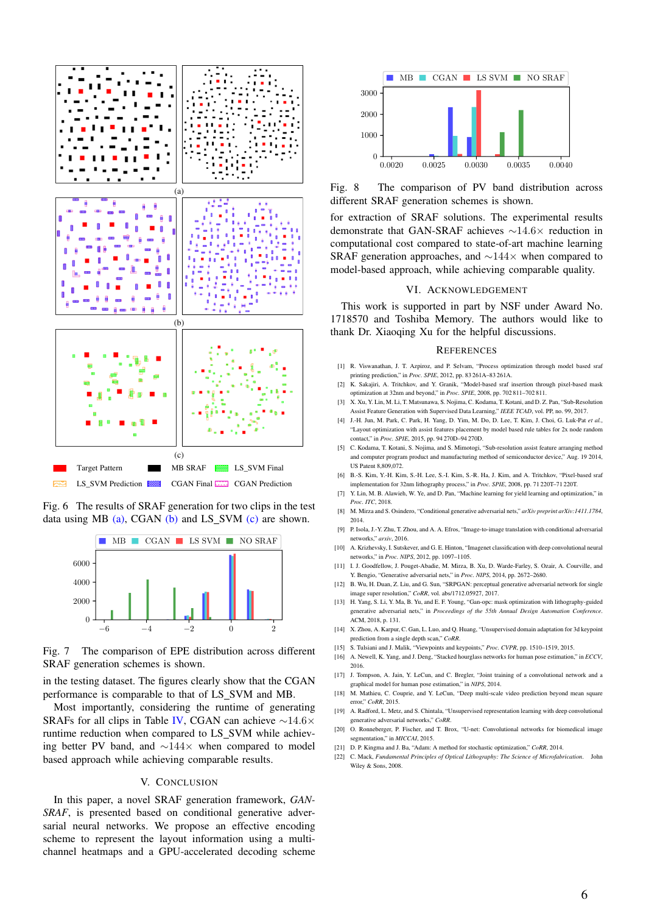(a)

(b)

(c)

Target Pattern   MB SRAF   LS_SVM Final

LS_SVM Prediction   CGAN Final   CGAN Prediction

Fig. 6 The results of SRAF generation for two clips in the test data using MB (a), CGAN (b) and LS_SVM (c) are shown.

MB   CGAN   LS SVM   NO SRAF

6000
4000
2000
0
−6 −4 −2 0 2

Fig. 7 The comparison of EPE distribution across different SRAF generation schemes is shown.

in the testing dataset. The figures clearly show that the CGAN performance is comparable to that of LS_SVM and MB.

Most importantly, considering the runtime of generating SRAFs for all clips in Table IV, CGAN can achieve ∼14.6× runtime reduction when compared to LS_SVM while achieving better PV band, and ∼144× when compared to model based approach while achieving comparable results.

## V. Conclusion

In this paper, a novel SRAF generation framework, *GAN-SRAF*, is presented based on conditional generative adversarial neural networks. We propose an effective encoding scheme to represent the layout information using a multi-channel heatmaps and a GPU-accelerated decoding scheme

MB   CGAN   LS SVM   NO SRAF

3000
2000
1000
0
0.0020 0.0025 0.0030 0.0035 0.0040

Fig. 8 The comparison of PV band distribution across different SRAF generation schemes is shown.

for extraction of SRAF solutions. The experimental results demonstrate that GAN-SRAF achieves ∼14.6× reduction in computational cost compared to state-of-art machine learning SRAF generation approaches, and ∼144× when compared to model-based approach, while achieving comparable quality.

## VI. Acknowledgement

This work is supported in part by NSF under Award No. 1718570 and Toshiba Memory. The authors would like to thank Dr. Xiaoqing Xu for the helpful discussions.

## References

[1] R. Viswanathan, J. T. Azpiroz, and P. Selvam, "Process optimization through model based sraf printing prediction," in *Proc. SPIE*, 2012, pp. 83 261A–83 261A.

[2] K. Sakajiri, A. Tritchkov, and Y. Granik, "Model-based sraf insertion through pixel-based mask optimization at 32nm and beyond," in *Proc. SPIE*, 2008, pp. 702 811–702 811.

[3] X. Xu, Y. Lin, M. Li, T. Matsunawa, S. Nojima, C. Kodama, T. Kotani, and D. Z. Pan, "Sub-Resolution Assist Feature Generation with Supervised Data Learning," *IEEE TCAD*, vol. PP, no. 99, 2017.

[4] J.-H. Jun, M. Park, C. Park, H. Yang, D. Yim, M. Do, D. Lee, T. Kim, J. Choi, G. Luk-Pat *et al.*, "Layout optimization with assist features placement by model based rule tables for 2x node random contact," in *Proc. SPIE*, 2015, pp. 94 270D–94 270D.

[5] C. Kodama, T. Kotani, S. Nojima, and S. Mimotogi, "Sub-resolution assist feature arranging method and computer program product and manufacturing method of semiconductor device," Aug. 19 2014, US Patent 8,809,072.

[6] B.-S. Kim, Y.-H. Kim, S.-H. Lee, S.-I. Kim, S.-R. Ha, J. Kim, and A. Tritchkov, "Pixel-based sraf implementation for 32nm lithography process," in *Proc. SPIE*, 2008, pp. 71 220T–71 220T.

[7] Y. Lin, M. B. Alawieh, W. Ye, and D. Pan, "Machine learning for yield learning and optimization," in *Proc. ITC*, 2018.

[8] M. Mirza and S. Osindero, "Conditional generative adversarial nets," *arXiv preprint arXiv:1411.1784*, 2014.

[9] P. Isola, J.-Y. Zhu, T. Zhou, and A. A. Efros, "Image-to-image translation with conditional adversarial networks," *arxiv*, 2016.

[10] A. Krizhevsky, I. Sutskever, and G. E. Hinton, "Imagenet classification with deep convolutional neural networks," in *Proc. NIPS*, 2012, pp. 1097–1105.

[11] I. J. Goodfellow, J. Pouget-Abadie, M. Mirza, B. Xu, D. Warde-Farley, S. Ozair, A. Courville, and Y. Bengio, "Generative adversarial nets," in *Proc. NIPS*, 2014, pp. 2672–2680.

[12] B. Wu, H. Duan, Z. Liu, and G. Sun, "SRPGAN: perceptual generative adversarial network for single image super resolution," *CoRR*, vol. abs/1712.05927, 2017.

[13] H. Yang, S. Li, Y. Ma, B. Yu, and E. F. Young, "Gan-opc: mask optimization with lithography-guided generative adversarial nets," in *Proceedings of the 55th Annual Design Automation Conference*. ACM, 2018, p. 131.

[14] X. Zhou, A. Karpur, C. Gan, L. Luo, and Q. Huang, "Unsupervised domain adaptation for 3d keypoint prediction from a single depth scan," *CoRR*.

[15] S. Tulsiani and J. Malik, "Viewpoints and keypoints," *Proc. CVPR*, pp. 1510–1519, 2015.

[16] A. Newell, K. Yang, and J. Deng, "Stacked hourglass networks for human pose estimation," in *ECCV*, 2016.

[17] J. Tompson, A. Jain, Y. LeCun, and C. Bregler, "Joint training of a convolutional network and a graphical model for human pose estimation," in *NIPS*, 2014.

[18] M. Mathieu, C. Couprie, and Y. LeCun, "Deep multi-scale video prediction beyond mean square error," *CoRR*, 2015.

[19] A. Radford, L. Metz, and S. Chintala, "Unsupervised representation learning with deep convolutional generative adversarial networks," *CoRR*.

[20] O. Ronneberger, P. Fischer, and T. Brox, "U-net: Convolutional networks for biomedical image segmentation," in *MICCAI*, 2015.

[21] D. P. Kingma and J. Ba, "Adam: A method for stochastic optimization," *CoRR*, 2014.

[22] C. Mack, *Fundamental Principles of Optical Lithography: The Science of Microfabrication*. John Wiley & Sons, 2008.